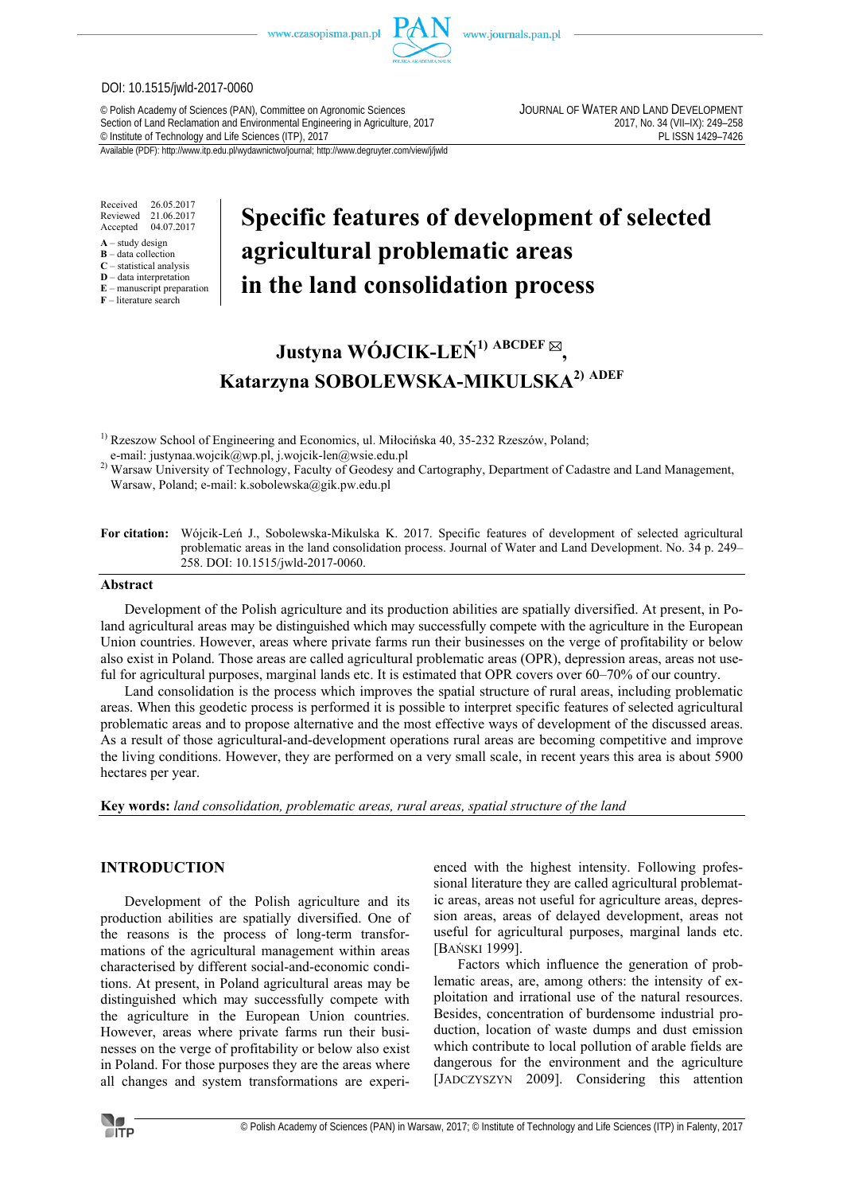DOI: 10.1515/jwld-2017-0060

© Polish Academy of Sciences (PAN), Committee on Agronomic Sciences
Section of Land Reclamation and Environmental Engineering in Agriculture, 2017
© Institute of Technology and Life Sciences (ITP), 2017

JOURNAL OF WATER AND LAND DEVELOPMENT
2017, No. 34 (VII–IX): 249–258
PL ISSN 1429–7426

Available (PDF): http://www.itp.edu.pl/wydawnictwo/journal; http://www.degruyter.com/view/j/jwld

Received 26.05.2017
Reviewed 21.06.2017
Accepted 04.07.2017

**A** – study design
**B** – data collection
**C** – statistical analysis
**D** – data interpretation
**E** – manuscript preparation
**F** – literature search

# Specific features of development of selected agricultural problematic areas in the land consolidation process

**Justyna WÓJCIK-LEŃ[1) ABCDEF] ✉, Katarzyna SOBOLEWSKA-MIKULSKA[2) ADEF]**

[1)] Rzeszow School of Engineering and Economics, ul. Miłocińska 40, 35-232 Rzeszów, Poland; e-mail: justynaa.wojcik@wp.pl, j.wojcik-len@wsie.edu.pl

[2)] Warsaw University of Technology, Faculty of Geodesy and Cartography, Department of Cadastre and Land Management, Warsaw, Poland; e-mail: k.sobolewska@gik.pw.edu.pl

**For citation:** Wójcik-Leń J., Sobolewska-Mikulska K. 2017. Specific features of development of selected agricultural problematic areas in the land consolidation process. Journal of Water and Land Development. No. 34 p. 249–258. DOI: 10.1515/jwld-2017-0060.

## Abstract

Development of the Polish agriculture and its production abilities are spatially diversified. At present, in Poland agricultural areas may be distinguished which may successfully compete with the agriculture in the European Union countries. However, areas where private farms run their businesses on the verge of profitability or below also exist in Poland. Those areas are called agricultural problematic areas (OPR), depression areas, areas not useful for agricultural purposes, marginal lands etc. It is estimated that OPR covers over 60–70% of our country.

Land consolidation is the process which improves the spatial structure of rural areas, including problematic areas. When this geodetic process is performed it is possible to interpret specific features of selected agricultural problematic areas and to propose alternative and the most effective ways of development of the discussed areas. As a result of those agricultural-and-development operations rural areas are becoming competitive and improve the living conditions. However, they are performed on a very small scale, in recent years this area is about 5900 hectares per year.

**Key words:** *land consolidation, problematic areas, rural areas, spatial structure of the land*

## INTRODUCTION

Development of the Polish agriculture and its production abilities are spatially diversified. One of the reasons is the process of long-term transformations of the agricultural management within areas characterised by different social-and-economic conditions. At present, in Poland agricultural areas may be distinguished which may successfully compete with the agriculture in the European Union countries. However, areas where private farms run their businesses on the verge of profitability or below also exist in Poland. For those purposes they are the areas where all changes and system transformations are experienced with the highest intensity. Following professional literature they are called agricultural problematic areas, areas not useful for agriculture areas, depression areas, areas of delayed development, areas not useful for agricultural purposes, marginal lands etc. [BAŃSKI 1999].

Factors which influence the generation of problematic areas, are, among others: the intensity of exploitation and irrational use of the natural resources. Besides, concentration of burdensome industrial production, location of waste dumps and dust emission which contribute to local pollution of arable fields are dangerous for the environment and the agriculture [JADCZYSZYN 2009]. Considering this attention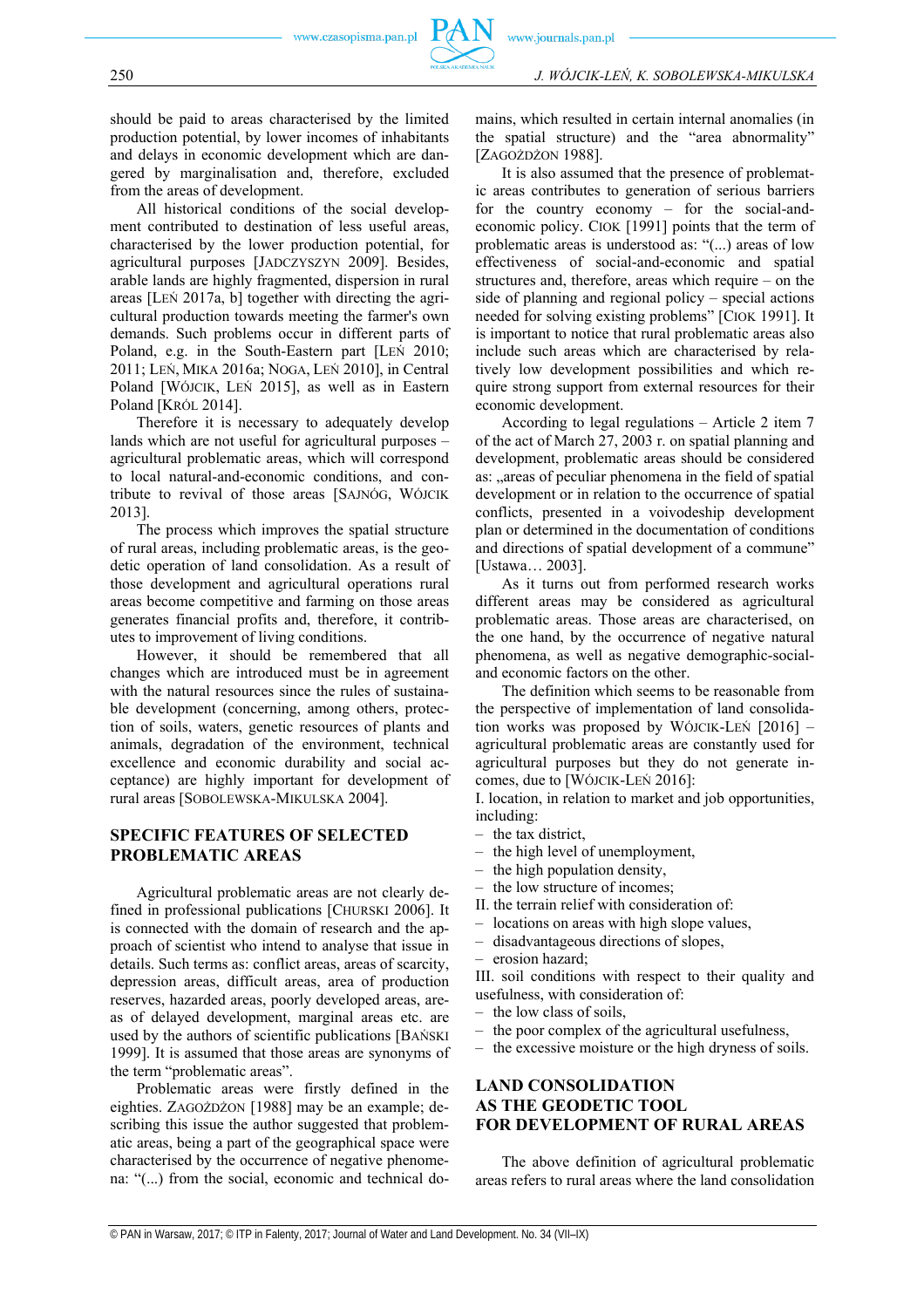should be paid to areas characterised by the limited production potential, by lower incomes of inhabitants and delays in economic development which are dangered by marginalisation and, therefore, excluded from the areas of development.

All historical conditions of the social development contributed to destination of less useful areas, characterised by the lower production potential, for agricultural purposes [JADCZYSZYN 2009]. Besides, arable lands are highly fragmented, dispersion in rural areas [LEŃ 2017a, b] together with directing the agricultural production towards meeting the farmer's own demands. Such problems occur in different parts of Poland, e.g. in the South-Eastern part [LEŃ 2010; 2011; LEŃ, MIKA 2016a; NOGA, LEŃ 2010], in Central Poland [WÓJCIK, LEŃ 2015], as well as in Eastern Poland [KRÓL 2014].

Therefore it is necessary to adequately develop lands which are not useful for agricultural purposes – agricultural problematic areas, which will correspond to local natural-and-economic conditions, and contribute to revival of those areas [SAJNÓG, WÓJCIK 2013].

The process which improves the spatial structure of rural areas, including problematic areas, is the geodetic operation of land consolidation. As a result of those development and agricultural operations rural areas become competitive and farming on those areas generates financial profits and, therefore, it contributes to improvement of living conditions.

However, it should be remembered that all changes which are introduced must be in agreement with the natural resources since the rules of sustainable development (concerning, among others, protection of soils, waters, genetic resources of plants and animals, degradation of the environment, technical excellence and economic durability and social acceptance) are highly important for development of rural areas [SOBOLEWSKA-MIKULSKA 2004].

## SPECIFIC FEATURES OF SELECTED PROBLEMATIC AREAS

Agricultural problematic areas are not clearly defined in professional publications [CHURSKI 2006]. It is connected with the domain of research and the approach of scientist who intend to analyse that issue in details. Such terms as: conflict areas, areas of scarcity, depression areas, difficult areas, area of production reserves, hazarded areas, poorly developed areas, areas of delayed development, marginal areas etc. are used by the authors of scientific publications [BAŃSKI 1999]. It is assumed that those areas are synonyms of the term "problematic areas".

Problematic areas were firstly defined in the eighties. ZAGOŻDŻON [1988] may be an example; describing this issue the author suggested that problematic areas, being a part of the geographical space were characterised by the occurrence of negative phenomena: "(...) from the social, economic and technical domains, which resulted in certain internal anomalies (in the spatial structure) and the "area abnormality" [ZAGOŻDŻON 1988].

It is also assumed that the presence of problematic areas contributes to generation of serious barriers for the country economy – for the social-and-economic policy. CIOK [1991] points that the term of problematic areas is understood as: "(...) areas of low effectiveness of social-and-economic and spatial structures and, therefore, areas which require – on the side of planning and regional policy – special actions needed for solving existing problems" [CIOK 1991]. It is important to notice that rural problematic areas also include such areas which are characterised by relatively low development possibilities and which require strong support from external resources for their economic development.

According to legal regulations – Article 2 item 7 of the act of March 27, 2003 r. on spatial planning and development, problematic areas should be considered as: „areas of peculiar phenomena in the field of spatial development or in relation to the occurrence of spatial conflicts, presented in a voivodeship development plan or determined in the documentation of conditions and directions of spatial development of a commune" [Ustawa… 2003].

As it turns out from performed research works different areas may be considered as agricultural problematic areas. Those areas are characterised, on the one hand, by the occurrence of negative natural phenomena, as well as negative demographic-social-and economic factors on the other.

The definition which seems to be reasonable from the perspective of implementation of land consolidation works was proposed by WÓJCIK-LEŃ [2016] – agricultural problematic areas are constantly used for agricultural purposes but they do not generate incomes, due to [WÓJCIK-LEŃ 2016]:

I. location, in relation to market and job opportunities, including:
- the tax district,
- the high level of unemployment,
- the high population density,
- the low structure of incomes;

II. the terrain relief with consideration of:
- locations on areas with high slope values,
- disadvantageous directions of slopes,
- erosion hazard;

III. soil conditions with respect to their quality and usefulness, with consideration of:
- the low class of soils,
- the poor complex of the agricultural usefulness,
- the excessive moisture or the high dryness of soils.

## LAND CONSOLIDATION AS THE GEODETIC TOOL FOR DEVELOPMENT OF RURAL AREAS

The above definition of agricultural problematic areas refers to rural areas where the land consolidation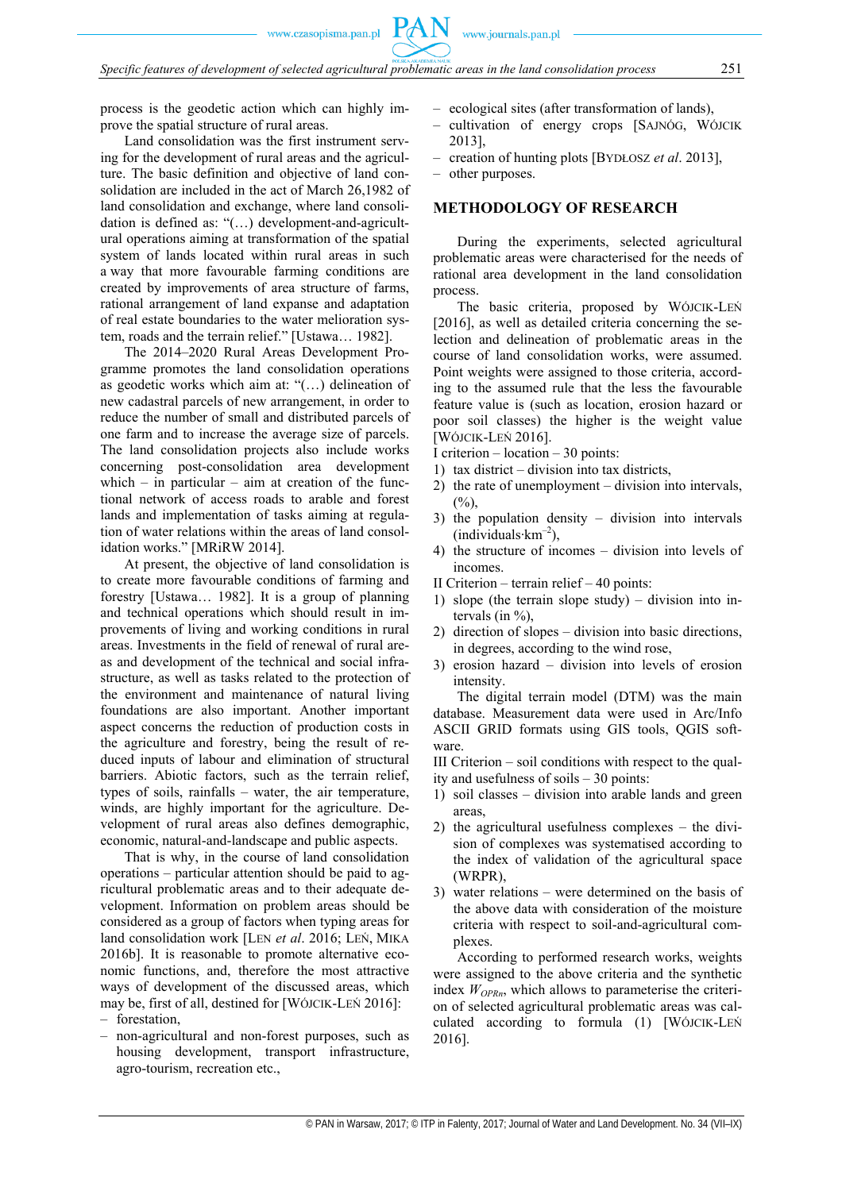process is the geodetic action which can highly improve the spatial structure of rural areas.

Land consolidation was the first instrument serving for the development of rural areas and the agriculture. The basic definition and objective of land consolidation are included in the act of March 26,1982 of land consolidation and exchange, where land consolidation is defined as: "(…) development-and-agricultural operations aiming at transformation of the spatial system of lands located within rural areas in such a way that more favourable farming conditions are created by improvements of area structure of farms, rational arrangement of land expanse and adaptation of real estate boundaries to the water melioration system, roads and the terrain relief." [Ustawa… 1982].

The 2014–2020 Rural Areas Development Programme promotes the land consolidation operations as geodetic works which aim at: "(…) delineation of new cadastral parcels of new arrangement, in order to reduce the number of small and distributed parcels of one farm and to increase the average size of parcels. The land consolidation projects also include works concerning post-consolidation area development which – in particular – aim at creation of the functional network of access roads to arable and forest lands and implementation of tasks aiming at regulation of water relations within the areas of land consolidation works." [MRiRW 2014].

At present, the objective of land consolidation is to create more favourable conditions of farming and forestry [Ustawa… 1982]. It is a group of planning and technical operations which should result in improvements of living and working conditions in rural areas. Investments in the field of renewal of rural areas and development of the technical and social infrastructure, as well as tasks related to the protection of the environment and maintenance of natural living foundations are also important. Another important aspect concerns the reduction of production costs in the agriculture and forestry, being the result of reduced inputs of labour and elimination of structural barriers. Abiotic factors, such as the terrain relief, types of soils, rainfalls – water, the air temperature, winds, are highly important for the agriculture. Development of rural areas also defines demographic, economic, natural-and-landscape and public aspects.

That is why, in the course of land consolidation operations – particular attention should be paid to agricultural problematic areas and to their adequate development. Information on problem areas should be considered as a group of factors when typing areas for land consolidation work [LEN *et al*. 2016; LEŃ, MIKA 2016b]. It is reasonable to promote alternative economic functions, and, therefore the most attractive ways of development of the discussed areas, which may be, first of all, destined for [WÓJCIK-LEŃ 2016]:

- forestation,
- non-agricultural and non-forest purposes, such as housing development, transport infrastructure, agro-tourism, recreation etc.,
- ecological sites (after transformation of lands),
- cultivation of energy crops [SAJNÓG, WÓJCIK 2013],
- creation of hunting plots [BYDŁOSZ *et al*. 2013],
- other purposes.

## METHODOLOGY OF RESEARCH

During the experiments, selected agricultural problematic areas were characterised for the needs of rational area development in the land consolidation process.

The basic criteria, proposed by WÓJCIK-LEŃ [2016], as well as detailed criteria concerning the selection and delineation of problematic areas in the course of land consolidation works, were assumed. Point weights were assigned to those criteria, according to the assumed rule that the less the favourable feature value is (such as location, erosion hazard or poor soil classes) the higher is the weight value [WÓJCIK-LEŃ 2016].

I criterion – location – 30 points:

1) tax district – division into tax districts,
2) the rate of unemployment – division into intervals, (%),
3) the population density – division into intervals (individuals·km$^{-2}$),
4) the structure of incomes – division into levels of incomes.

II Criterion – terrain relief – 40 points:

1) slope (the terrain slope study) – division into intervals (in %),
2) direction of slopes – division into basic directions, in degrees, according to the wind rose,
3) erosion hazard – division into levels of erosion intensity.

The digital terrain model (DTM) was the main database. Measurement data were used in Arc/Info ASCII GRID formats using GIS tools, QGIS software.

III Criterion – soil conditions with respect to the quality and usefulness of soils – 30 points:

1) soil classes – division into arable lands and green areas,
2) the agricultural usefulness complexes – the division of complexes was systematised according to the index of validation of the agricultural space (WRPR),
3) water relations – were determined on the basis of the above data with consideration of the moisture criteria with respect to soil-and-agricultural complexes.

According to performed research works, weights were assigned to the above criteria and the synthetic index $W_{OPRn}$, which allows to parameterise the criterion of selected agricultural problematic areas was calculated according to formula (1) [WÓJCIK-LEŃ 2016].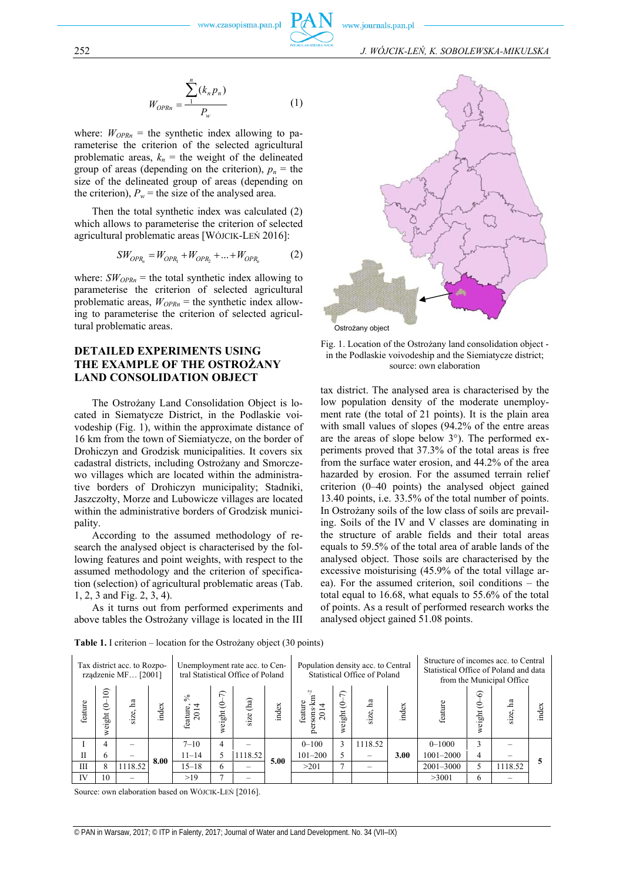$$W_{OPRn} = \frac{\sum_{1}^{n}(k_n p_n)}{P_w} \qquad (1)$$

where: $W_{OPRn}$ = the synthetic index allowing to parameterise the criterion of the selected agricultural problematic areas, $k_n$ = the weight of the delineated group of areas (depending on the criterion), $p_n$ = the size of the delineated group of areas (depending on the criterion), $P_w$ = the size of the analysed area.

Then the total synthetic index was calculated (2) which allows to parameterise the criterion of selected agricultural problematic areas [WÓJCIK-LEŃ 2016]:

$$SW_{OPR_n} = W_{OPR_1} + W_{OPR_2} + ... + W_{OPR_n} \qquad (2)$$

where: $SW_{OPRn}$ = the total synthetic index allowing to parameterise the criterion of selected agricultural problematic areas, $W_{OPRn}$ = the synthetic index allowing to parameterise the criterion of selected agricultural problematic areas.

## DETAILED EXPERIMENTS USING THE EXAMPLE OF THE OSTROŻANY LAND CONSOLIDATION OBJECT

The Ostrożany Land Consolidation Object is located in Siematycze District, in the Podlaskie voivodeship (Fig. 1), within the approximate distance of 16 km from the town of Siemiatycze, on the border of Drohiczyn and Grodzisk municipalities. It covers six cadastral districts, including Ostrożany and Smorczewo villages which are located within the administrative borders of Drohiczyn municipality; Stadniki, Jaszczołty, Morze and Lubowicze villages are located within the administrative borders of Grodzisk municipality.

According to the assumed methodology of research the analysed object is characterised by the following features and point weights, with respect to the assumed methodology and the criterion of specification (selection) of agricultural problematic areas (Tab. 1, 2, 3 and Fig. 2, 3, 4).

As it turns out from performed experiments and above tables the Ostrożany village is located in the III tax district. The analysed area is characterised by the low population density of the moderate unemployment rate (the total of 21 points). It is the plain area with small values of slopes (94.2% of the entre areas are the areas of slope below 3°). The performed experiments proved that 37.3% of the total areas is free from the surface water erosion, and 44.2% of the area hazarded by erosion. For the assumed terrain relief criterion (0–40 points) the analysed object gained 13.40 points, i.e. 33.5% of the total number of points. In Ostrożany soils of the low class of soils are prevailing. Soils of the IV and V classes are dominating in the structure of arable fields and their total areas equals to 59.5% of the total area of arable lands of the analysed object. Those soils are characterised by the excessive moisturising (45.9% of the total village area). For the assumed criterion, soil conditions – the total equal to 16.68, what equals to 55.6% of the total of points. As a result of performed research works the analysed object gained 51.08 points.

Ostrożany object

Fig. 1. Location of the Ostrożany land consolidation object - in the Podlaskie voivodeship and the Siemiatycze district; source: own elaboration

**Table 1.** I criterion – location for the Ostrożany object (30 points)

| Tax district acc. to Rozporządzenie MF… [2001] | | | | Unemployment rate acc. to Central Statistical Office of Poland | | | | Population density acc. to Central Statistical Office of Poland | | | | Structure of incomes acc. to Central Statistical Office of Poland and data from the Municipal Office | | | |
|---|---|---|---|---|---|---|---|---|---|---|---|---|---|---|---|
| feature | weight (0–10) | size, ha | index | feature, % 2014 | weight (0–7) | size (ha) | index | feature persons·km⁻² 2014 | weight (0–7) | size, ha | index | feature | weight (0–6) | size, ha | index |
| I | 4 | – | 8.00 | 7–10 | 4 | – | 5.00 | 0–100 | 3 | 1118.52 | 3.00 | 0–1000 | 3 | – | 5 |
| II | 6 | – | | 11–14 | 5 | 1118.52 | | 101–200 | 5 | – | | 1001–2000 | 4 | – | |
| III | 8 | 1118.52 | | 15–18 | 6 | – | | >201 | 7 | – | | 2001–3000 | 5 | 1118.52 | |
| IV | 10 | – | | >19 | 7 | – | | | | | | >3001 | 6 | – | |

Source: own elaboration based on WÓJCIK-LEŃ [2016].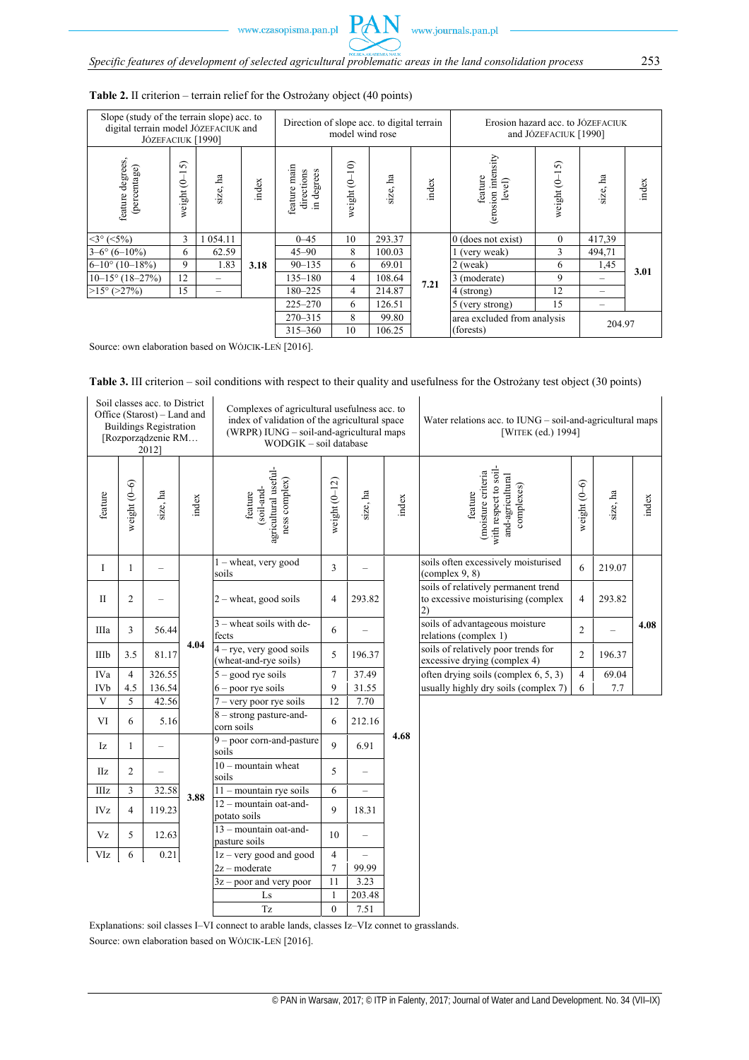**Table 2.** II criterion – terrain relief for the Ostrożany object (40 points)

| Slope (study of the terrain slope) acc. to digital terrain model JÓZEFACIUK and JÓZEFACIUK [1990] | | | | Direction of slope acc. to digital terrain model wind rose | | | | Erosion hazard acc. to JÓZEFACIUK and JÓZEFACIUK [1990] | | | |
|---|---|---|---|---|---|---|---|---|---|---|---|
| feature degrees, (percentage) | weight (0–15) | size, ha | index | feature main directions in degrees | weight (0–10) | size, ha | index | feature (erosion intensity level) | weight (0–15) | size, ha | index |
| <3° (<5%) | 3 | 1 054.11 | 3.18 | 0–45 | 10 | 293.37 | 7.21 | 0 (does not exist) | 0 | 417,39 | 3.01 |
| 3–6° (6–10%) | 6 | 62.59 | | 45–90 | 8 | 100.03 | | 1 (very weak) | 3 | 494,71 | |
| 6–10° (10–18%) | 9 | 1.83 | | 90–135 | 6 | 69.01 | | 2 (weak) | 6 | 1,45 | |
| 10–15° (18–27%) | 12 | – | | 135–180 | 4 | 108.64 | | 3 (moderate) | 9 | – | |
| >15° (>27%) | 15 | – | | 180–225 | 4 | 214.87 | | 4 (strong) | 12 | – | |
| | | | | 225–270 | 6 | 126.51 | | 5 (very strong) | 15 | – | |
| | | | | 270–315 | 8 | 99.80 | | area excluded from analysis (forests) | | 204.97 | |
| | | | | 315–360 | 10 | 106.25 | | | | | |

Source: own elaboration based on WÓJCIK-LEŃ [2016].

**Table 3.** III criterion – soil conditions with respect to their quality and usefulness for the Ostrożany test object (30 points)

| Soil classes acc. to District Office (Starost) – Land and Buildings Registration [Rozporządzenie RM… 2012] | | | | Complexes of agricultural usefulness acc. to index of validation of the agricultural space (WRPR) IUNG – soil-and-agricultural maps WODGIK – soil database | | | | Water relations acc. to IUNG – soil-and-agricultural maps [WITEK (ed.) 1994] | | | |
|---|---|---|---|---|---|---|---|---|---|---|---|
| feature | weight (0–6) | size, ha | index | feature (soil-and-agricultural usefulness complex) | weight (0–12) | size, ha | index | feature (moisture criteria with respect to soil-and-agricultural complexes) | weight (0–6) | size, ha | index |
| I | 1 | – | 4.04 | 1 – wheat, very good soils | 3 | – | 4.68 | soils often excessively moisturised (complex 9, 8) | 6 | 219.07 | 4.08 |
| II | 2 | – | | 2 – wheat, good soils | 4 | 293.82 | | soils of relatively permanent trend to excessive moisturising (complex 2) | 4 | 293.82 | |
| IIIa | 3 | 56.44 | | 3 – wheat soils with defects | 6 | – | | soils of advantageous moisture relations (complex 1) | 2 | – | |
| IIIb | 3.5 | 81.17 | | 4 – rye, very good soils (wheat-and-rye soils) | 5 | 196.37 | | soils of relatively poor trends for excessive drying (complex 4) | 2 | 196.37 | |
| IVa | 4 | 326.55 | | 5 – good rye soils | 7 | 37.49 | | often drying soils (complex 6, 5, 3) | 4 | 69.04 | |
| IVb | 4.5 | 136.54 | | 6 – poor rye soils | 9 | 31.55 | | usually highly dry soils (complex 7) | 6 | 7.7 | |
| V | 5 | 42.56 | | 7 – very poor rye soils | 12 | 7.70 | | | | | |
| VI | 6 | 5.16 | | 8 – strong pasture-and-corn soils | 6 | 212.16 | | | | | |
| Iz | 1 | – | 3.88 | 9 – poor corn-and-pasture soils | 9 | 6.91 | | | | | |
| IIz | 2 | – | | 10 – mountain wheat soils | 5 | – | | | | | |
| IIIz | 3 | 32.58 | | 11 – mountain rye soils | 6 | – | | | | | |
| IVz | 4 | 119.23 | | 12 – mountain oat-and-potato soils | 9 | 18.31 | | | | | |
| Vz | 5 | 12.63 | | 13 – mountain oat-and-pasture soils | 10 | – | | | | | |
| VIz | 6 | 0.21 | | 1z – very good and good | 4 | – | | | | | |
| | | | | 2z – moderate | 7 | 99.99 | | | | | |
| | | | | 3z – poor and very poor | 11 | 3.23 | | | | | |
| | | | | Ls | 1 | 203.48 | | | | | |
| | | | | Tz | 0 | 7.51 | | | | | |

Explanations: soil classes I–VI connect to arable lands, classes Iz–VIz connet to grasslands.

Source: own elaboration based on WÓJCIK-LEŃ [2016].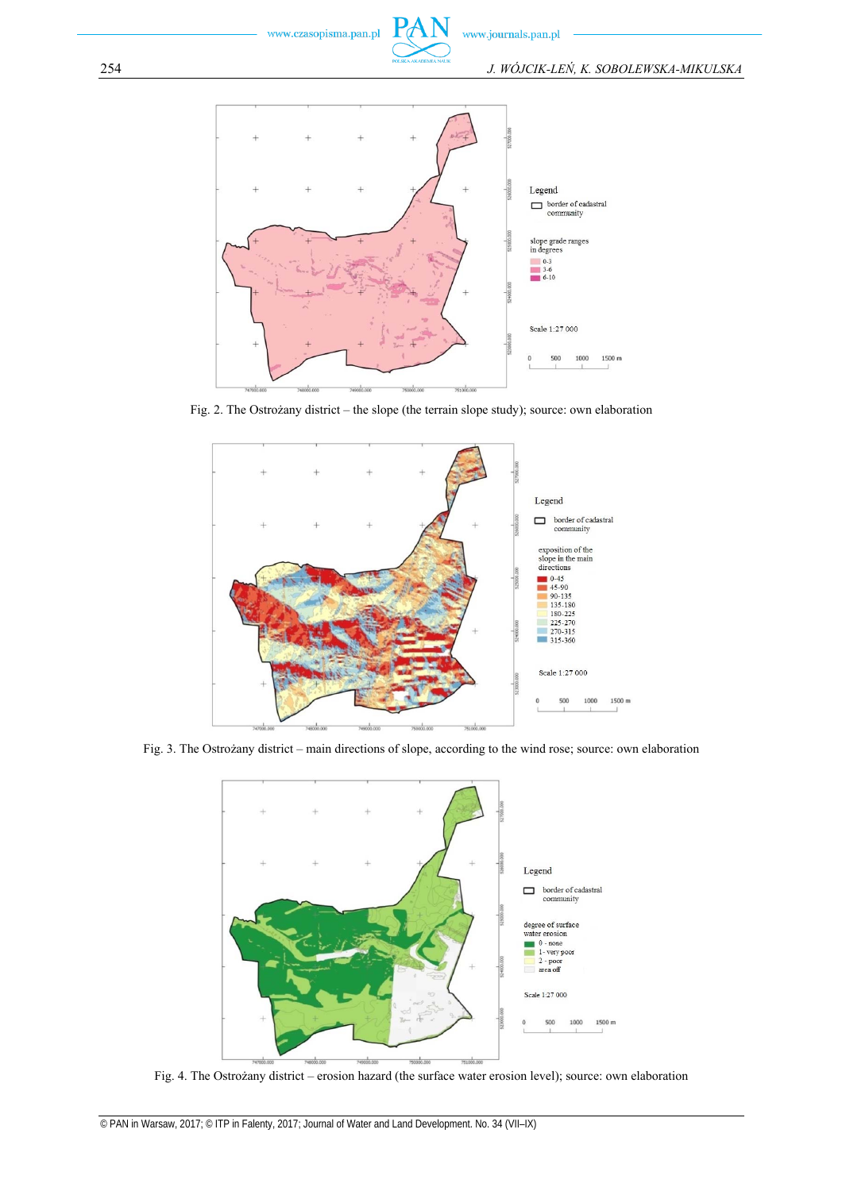Legend

border of cadastral community

slope grade ranges in degrees

0-3

3-6

6-10

Scale 1:27 000

0 500 1000 1500 m

Fig. 2. The Ostrożany district – the slope (the terrain slope study); source: own elaboration

Legend

border of cadastral community

exposition of the slope in the main directions

0-45

45-90

90-135

135-180

180-225

225-270

270-315

315-360

Scale 1:27 000

0 500 1000 1500 m

Fig. 3. The Ostrożany district – main directions of slope, according to the wind rose; source: own elaboration

Legend

border of cadastral community

degree of surface water erosion

0 - none

1 - very poor

2 - poor

area off

Scale 1:27 000

0 500 1000 1500 m

Fig. 4. The Ostrożany district – erosion hazard (the surface water erosion level); source: own elaboration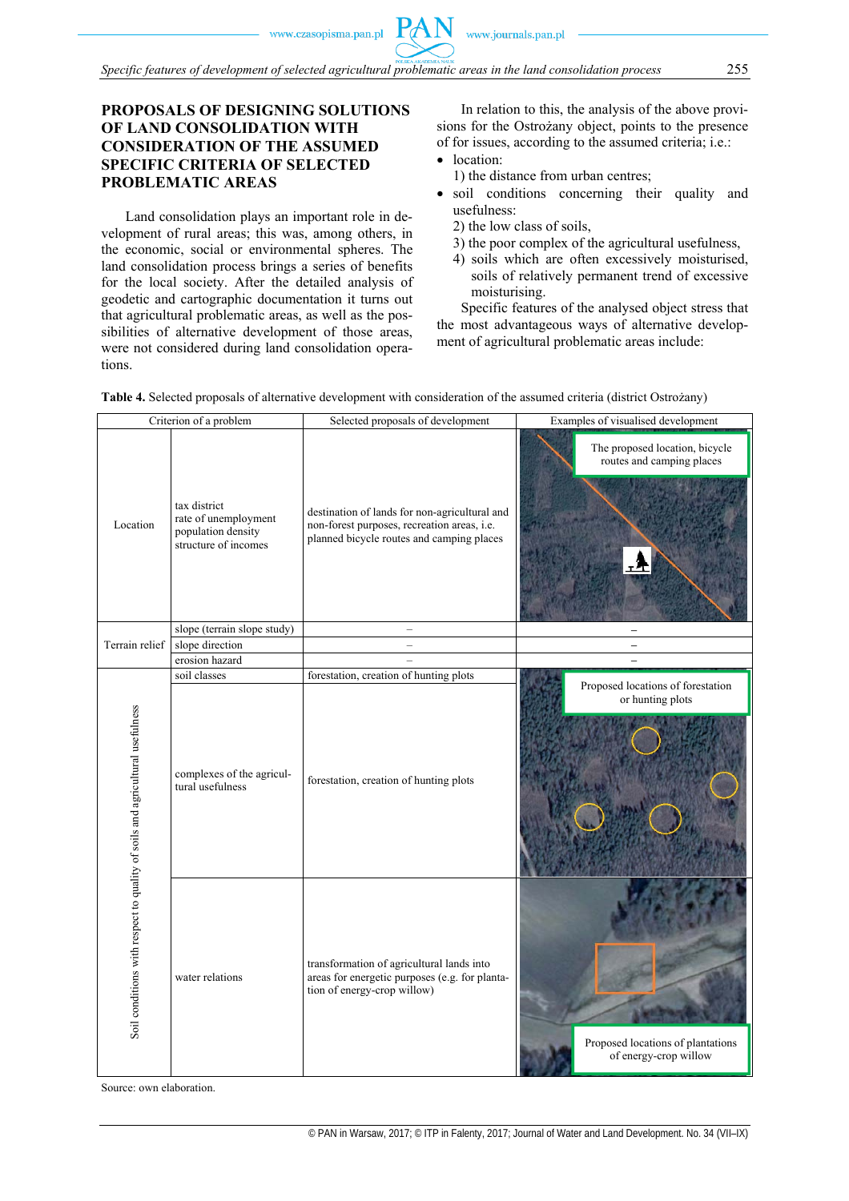## PROPOSALS OF DESIGNING SOLUTIONS OF LAND CONSOLIDATION WITH CONSIDERATION OF THE ASSUMED SPECIFIC CRITERIA OF SELECTED PROBLEMATIC AREAS

Land consolidation plays an important role in development of rural areas; this was, among others, in the economic, social or environmental spheres. The land consolidation process brings a series of benefits for the local society. After the detailed analysis of geodetic and cartographic documentation it turns out that agricultural problematic areas, as well as the possibilities of alternative development of those areas, were not considered during land consolidation operations.

In relation to this, the analysis of the above provisions for the Ostrożany object, points to the presence of for issues, according to the assumed criteria; i.e.:

- location:
  1) the distance from urban centres;
- soil conditions concerning their quality and usefulness:
  2) the low class of soils,
  3) the poor complex of the agricultural usefulness,
  4) soils which are often excessively moisturised, soils of relatively permanent trend of excessive moisturising.

Specific features of the analysed object stress that the most advantageous ways of alternative development of agricultural problematic areas include:

**Table 4.** Selected proposals of alternative development with consideration of the assumed criteria (district Ostrożany)

| Criterion of a problem | | Selected proposals of development | Examples of visualised development |
|---|---|---|---|
| Location | tax district<br>rate of unemployment<br>population density<br>structure of incomes | destination of lands for non-agricultural and non-forest purposes, recreation areas, i.e. planned bicycle routes and camping places | The proposed location, bicycle routes and camping places |
| Terrain relief | slope (terrain slope study) | – | – |
| | slope direction | – | – |
| | erosion hazard | – | – |
| Soil conditions with respect to quality of soils and agricultural usefulness | soil classes | forestation, creation of hunting plots | Proposed locations of forestation or hunting plots |
| | complexes of the agricultural usefulness | forestation, creation of hunting plots | |
| | water relations | transformation of agricultural lands into areas for energetic purposes (e.g. for plantation of energy-crop willow) | Proposed locations of plantations of energy-crop willow |

Source: own elaboration.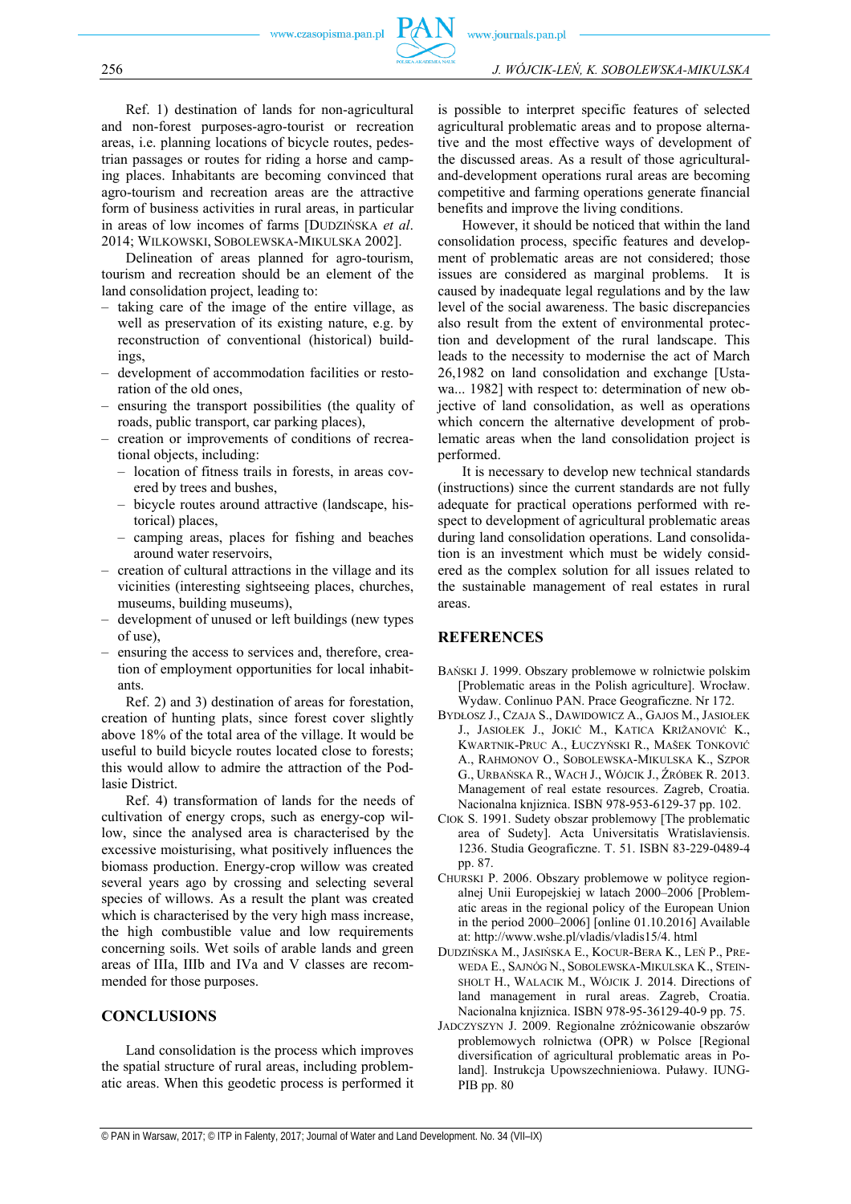Ref. 1) destination of lands for non-agricultural and non-forest purposes-agro-tourist or recreation areas, i.e. planning locations of bicycle routes, pedestrian passages or routes for riding a horse and camping places. Inhabitants are becoming convinced that agro-tourism and recreation areas are the attractive form of business activities in rural areas, in particular in areas of low incomes of farms [DUDZIŃSKA *et al*. 2014; WILKOWSKI, SOBOLEWSKA-MIKULSKA 2002].

Delineation of areas planned for agro-tourism, tourism and recreation should be an element of the land consolidation project, leading to:

- taking care of the image of the entire village, as well as preservation of its existing nature, e.g. by reconstruction of conventional (historical) buildings,
- development of accommodation facilities or restoration of the old ones,
- ensuring the transport possibilities (the quality of roads, public transport, car parking places),
- creation or improvements of conditions of recreational objects, including:
  - location of fitness trails in forests, in areas covered by trees and bushes,
  - bicycle routes around attractive (landscape, historical) places,
  - camping areas, places for fishing and beaches around water reservoirs,
- creation of cultural attractions in the village and its vicinities (interesting sightseeing places, churches, museums, building museums),
- development of unused or left buildings (new types of use),
- ensuring the access to services and, therefore, creation of employment opportunities for local inhabitants.

Ref. 2) and 3) destination of areas for forestation, creation of hunting plats, since forest cover slightly above 18% of the total area of the village. It would be useful to build bicycle routes located close to forests; this would allow to admire the attraction of the Podlasie District.

Ref. 4) transformation of lands for the needs of cultivation of energy crops, such as energy-cop willow, since the analysed area is characterised by the excessive moisturising, what positively influences the biomass production. Energy-crop willow was created several years ago by crossing and selecting several species of willows. As a result the plant was created which is characterised by the very high mass increase, the high combustible value and low requirements concerning soils. Wet soils of arable lands and green areas of IIIa, IIIb and IVa and V classes are recommended for those purposes.

## CONCLUSIONS

Land consolidation is the process which improves the spatial structure of rural areas, including problematic areas. When this geodetic process is performed it is possible to interpret specific features of selected agricultural problematic areas and to propose alternative and the most effective ways of development of the discussed areas. As a result of those agricultural-and-development operations rural areas are becoming competitive and farming operations generate financial benefits and improve the living conditions.

However, it should be noticed that within the land consolidation process, specific features and development of problematic areas are not considered; those issues are considered as marginal problems. It is caused by inadequate legal regulations and by the law level of the social awareness. The basic discrepancies also result from the extent of environmental protection and development of the rural landscape. This leads to the necessity to modernise the act of March 26,1982 on land consolidation and exchange [Ustawa... 1982] with respect to: determination of new objective of land consolidation, as well as operations which concern the alternative development of problematic areas when the land consolidation project is performed.

It is necessary to develop new technical standards (instructions) since the current standards are not fully adequate for practical operations performed with respect to development of agricultural problematic areas during land consolidation operations. Land consolidation is an investment which must be widely considered as the complex solution for all issues related to the sustainable management of real estates in rural areas.

## REFERENCES

BAŃSKI J. 1999. Obszary problemowe w rolnictwie polskim [Problematic areas in the Polish agriculture]. Wrocław. Wydaw. Conlinuo PAN. Prace Geograficzne. Nr 172.

BYDŁOSZ J., CZAJA S., DAWIDOWICZ A., GAJOS M., JASIOŁEK J., JASIOŁEK J., JOKIĆ M., KATICA KRIŽANOVIĆ K., KWARTNIK-PRUC A., ŁUCZYŃSKI R., MAŠEK TONKOVIĆ A., RAHMONOV O., SOBOLEWSKA-MIKULSKA K., SZPOR G., URBAŃSKA R., WACH J., WÓJCIK J., ŹRÓBEK R. 2013. Management of real estate resources. Zagreb, Croatia. Nacionalna knjiznica. ISBN 978-953-6129-37 pp. 102.

CIOK S. 1991. Sudety obszar problemowy [The problematic area of Sudety]. Acta Universitatis Wratislaviensis. 1236. Studia Geograficzne. T. 51. ISBN 83-229-0489-4 pp. 87.

CHURSKI P. 2006. Obszary problemowe w polityce regionalnej Unii Europejskiej w latach 2000–2006 [Problematic areas in the regional policy of the European Union in the period 2000–2006] [online 01.10.2016] Available at: http://www.wshe.pl/vladis/vladis15/4. html

DUDZIŃSKA M., JASIŃSKA E., KOCUR-BERA K., LEŃ P., PREWEDA E., SAJNÓG N., SOBOLEWSKA-MIKULSKA K., STEINSHOLT H., WALACIK M., WÓJCIK J. 2014. Directions of land management in rural areas. Zagreb, Croatia. Nacionalna knjiznica. ISBN 978-95-36129-40-9 pp. 75.

JADCZYSZYN J. 2009. Regionalne zróżnicowanie obszarów problemowych rolnictwa (OPR) w Polsce [Regional diversification of agricultural problematic areas in Poland]. Instrukcja Upowszechnieniowa. Puławy. IUNG-PIB pp. 80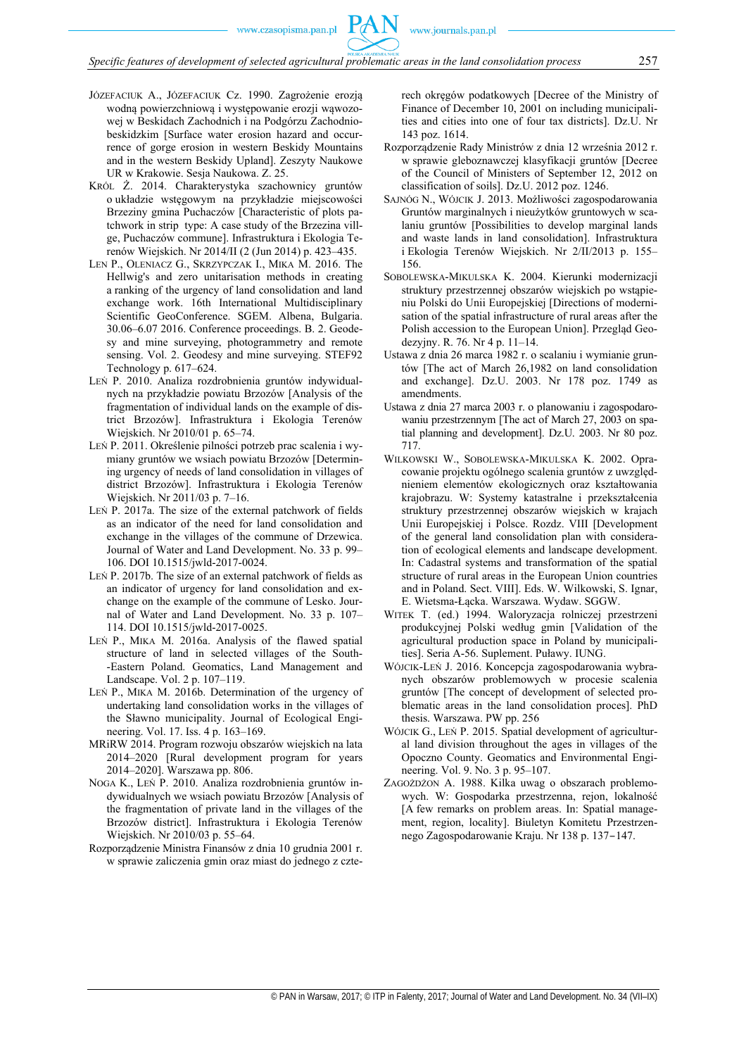JÓZEFACIUK A., JÓZEFACIUK Cz. 1990. Zagrożenie erozją wodną powierzchniową i występowanie erozji wąwozowej w Beskidach Zachodnich i na Podgórzu Zachodniobeskidzkim [Surface water erosion hazard and occurrence of gorge erosion in western Beskidy Mountains and in the western Beskidy Upland]. Zeszyty Naukowe UR w Krakowie. Sesja Naukowa. Z. 25.

KRÓL Ż. 2014. Charakterystyka szachownicy gruntów o układzie wstęgowym na przykładzie miejscowości Brzeziny gmina Puchaczów [Characteristic of plots patchwork in strip type: A case study of the Brzezina village, Puchaczów commune]. Infrastruktura i Ekologia Terenów Wiejskich. Nr 2014/II (2 (Jun 2014) p. 423–435.

LEN P., OLENIACZ G., SKRZYPCZAK I., MIKA M. 2016. The Hellwig's and zero unitarisation methods in creating a ranking of the urgency of land consolidation and land exchange work. 16th International Multidisciplinary Scientific GeoConference. SGEM. Albena, Bulgaria. 30.06–6.07 2016. Conference proceedings. B. 2. Geodesy and mine surveying, photogrammetry and remote sensing. Vol. 2. Geodesy and mine surveying. STEF92 Technology p. 617–624.

LEŃ P. 2010. Analiza rozdrobnienia gruntów indywidualnych na przykładzie powiatu Brzozów [Analysis of the fragmentation of individual lands on the example of district Brzozów]. Infrastruktura i Ekologia Terenów Wiejskich. Nr 2010/01 p. 65–74.

LEŃ P. 2011. Określenie pilności potrzeb prac scalenia i wymiany gruntów we wsiach powiatu Brzozów [Determining urgency of needs of land consolidation in villages of district Brzozów]. Infrastruktura i Ekologia Terenów Wiejskich. Nr 2011/03 p. 7–16.

LEŃ P. 2017a. The size of the external patchwork of fields as an indicator of the need for land consolidation and exchange in the villages of the commune of Drzewica. Journal of Water and Land Development. No. 33 p. 99–106. DOI 10.1515/jwld-2017-0024.

LEŃ P. 2017b. The size of an external patchwork of fields as an indicator of urgency for land consolidation and exchange on the example of the commune of Lesko. Journal of Water and Land Development. No. 33 p. 107–114. DOI 10.1515/jwld-2017-0025.

LEŃ P., MIKA M. 2016a. Analysis of the flawed spatial structure of land in selected villages of the South--Eastern Poland. Geomatics, Land Management and Landscape. Vol. 2 p. 107–119.

LEŃ P., MIKA M. 2016b. Determination of the urgency of undertaking land consolidation works in the villages of the Sławno municipality. Journal of Ecological Engineering. Vol. 17. Iss. 4 p. 163–169.

MRiRW 2014. Program rozwoju obszarów wiejskich na lata 2014–2020 [Rural development program for years 2014–2020]. Warszawa pp. 806.

NOGA K., LEŃ P. 2010. Analiza rozdrobnienia gruntów indywidualnych we wsiach powiatu Brzozów [Analysis of the fragmentation of private land in the villages of the Brzozów district]. Infrastruktura i Ekologia Terenów Wiejskich. Nr 2010/03 p. 55–64.

Rozporządzenie Ministra Finansów z dnia 10 grudnia 2001 r. w sprawie zaliczenia gmin oraz miast do jednego z cztech okręgów podatkowych [Decree of the Ministry of Finance of December 10, 2001 on including municipalities and cities into one of four tax districts]. Dz.U. Nr 143 poz. 1614.

Rozporządzenie Rady Ministrów z dnia 12 września 2012 r. w sprawie gleboznawczej klasyfikacji gruntów [Decree of the Council of Ministers of September 12, 2012 on classification of soils]. Dz.U. 2012 poz. 1246.

SAJNÓG N., WÓJCIK J. 2013. Możliwości zagospodarowania Gruntów marginalnych i nieużytków gruntowych w scalaniu gruntów [Possibilities to develop marginal lands and waste lands in land consolidation]. Infrastruktura i Ekologia Terenów Wiejskich. Nr 2/II/2013 p. 155–156.

SOBOLEWSKA-MIKULSKA K. 2004. Kierunki modernizacji struktury przestrzennej obszarów wiejskich po wstąpieniu Polski do Unii Europejskiej [Directions of modernisation of the spatial infrastructure of rural areas after the Polish accession to the European Union]. Przegląd Geodezyjny. R. 76. Nr 4 p. 11–14.

Ustawa z dnia 26 marca 1982 r. o scalaniu i wymianie gruntów [The act of March 26,1982 on land consolidation and exchange]. Dz.U. 2003. Nr 178 poz. 1749 as amendments.

Ustawa z dnia 27 marca 2003 r. o planowaniu i zagospodarowaniu przestrzennym [The act of March 27, 2003 on spatial planning and development]. Dz.U. 2003. Nr 80 poz. 717.

WILKOWSKI W., SOBOLEWSKA-MIKULSKA K. 2002. Opracowanie projektu ogólnego scalenia gruntów z uwzględnieniem elementów ekologicznych oraz kształtowania krajobrazu. W: Systemy katastralne i przekształcenia struktury przestrzennej obszarów wiejskich w krajach Unii Europejskiej i Polsce. Rozdz. VIII [Development of the general land consolidation plan with consideration of ecological elements and landscape development. In: Cadastral systems and transformation of the spatial structure of rural areas in the European Union countries and in Poland. Sect. VIII]. Eds. W. Wilkowski, S. Ignar, E. Wietsma-Łącka. Warszawa. Wydaw. SGGW.

WITEK T. (ed.) 1994. Waloryzacja rolniczej przestrzeni produkcyjnej Polski według gmin [Validation of the agricultural production space in Poland by municipalities]. Seria A-56. Suplement. Puławy. IUNG.

WÓJCIK-LEŃ J. 2016. Koncepcja zagospodarowania wybranych obszarów problemowych w procesie scalenia gruntów [The concept of development of selected problematic areas in the land consolidation proces]. PhD thesis. Warszawa. PW pp. 256

WÓJCIK G., LEŃ P. 2015. Spatial development of agricultural land division throughout the ages in villages of the Opoczno County. Geomatics and Environmental Engineering. Vol. 9. No. 3 p. 95–107.

ZAGOŻDŻON A. 1988. Kilka uwag o obszarach problemowych. W: Gospodarka przestrzenna, rejon, lokalność [A few remarks on problem areas. In: Spatial management, region, locality]. Biuletyn Komitetu Przestrzennego Zagospodarowanie Kraju. Nr 138 p. 137–147.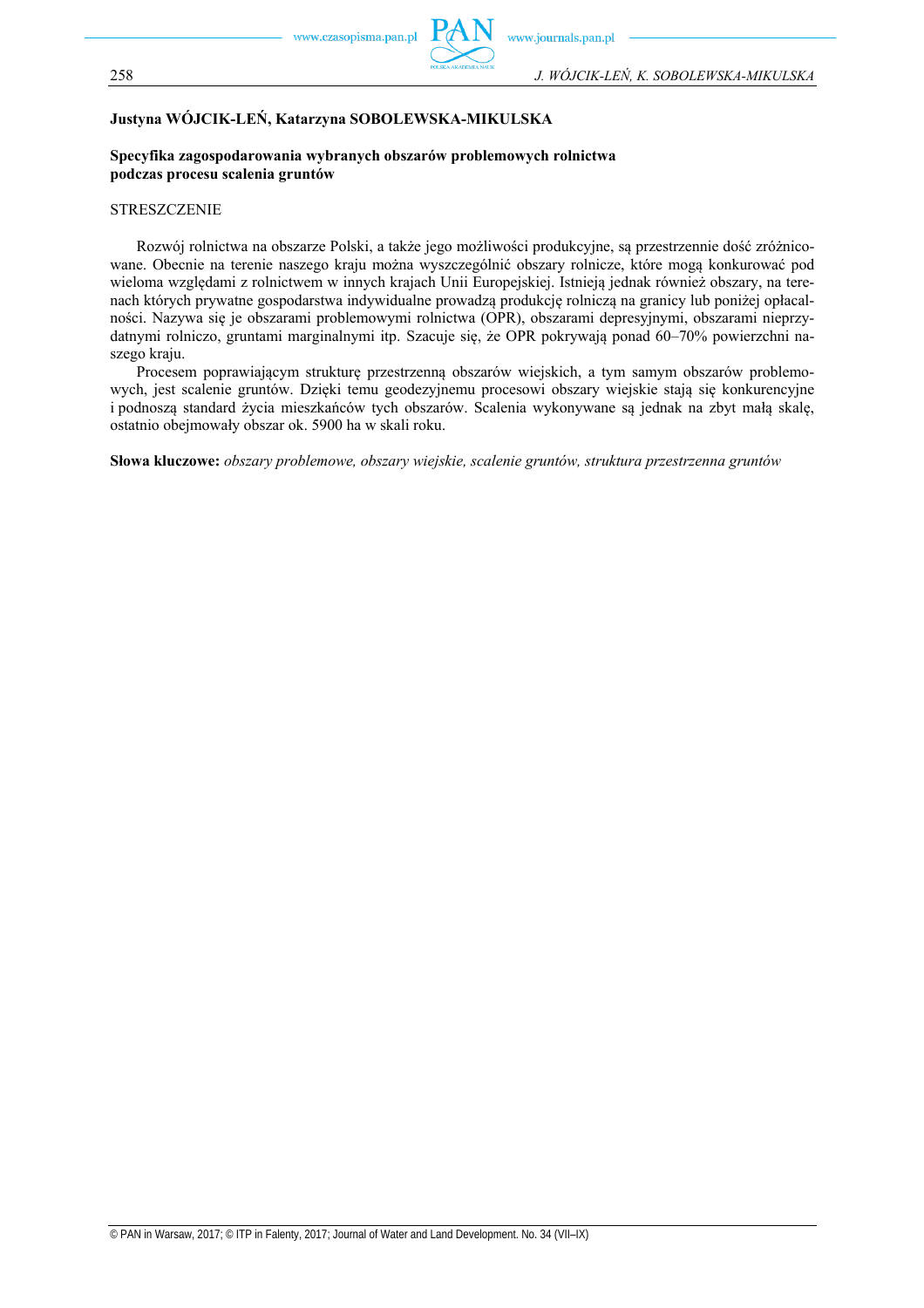**Justyna WÓJCIK-LEŃ, Katarzyna SOBOLEWSKA-MIKULSKA**

**Specyfika zagospodarowania wybranych obszarów problemowych rolnictwa podczas procesu scalenia gruntów**

STRESZCZENIE

Rozwój rolnictwa na obszarze Polski, a także jego możliwości produkcyjne, są przestrzennie dość zróżnicowane. Obecnie na terenie naszego kraju można wyszczególnić obszary rolnicze, które mogą konkurować pod wieloma względami z rolnictwem w innych krajach Unii Europejskiej. Istnieją jednak również obszary, na terenach których prywatne gospodarstwa indywidualne prowadzą produkcję rolniczą na granicy lub poniżej opłacalności. Nazywa się je obszarami problemowymi rolnictwa (OPR), obszarami depresyjnymi, obszarami nieprzydatnymi rolniczo, gruntami marginalnymi itp. Szacuje się, że OPR pokrywają ponad 60–70% powierzchni naszego kraju.

Procesem poprawiającym strukturę przestrzenną obszarów wiejskich, a tym samym obszarów problemowych, jest scalenie gruntów. Dzięki temu geodezyjnemu procesowi obszary wiejskie stają się konkurencyjne i podnoszą standard życia mieszkańców tych obszarów. Scalenia wykonywane są jednak na zbyt małą skalę, ostatnio obejmowały obszar ok. 5900 ha w skali roku.

**Słowa kluczowe:** *obszary problemowe, obszary wiejskie, scalenie gruntów, struktura przestrzenna gruntów*